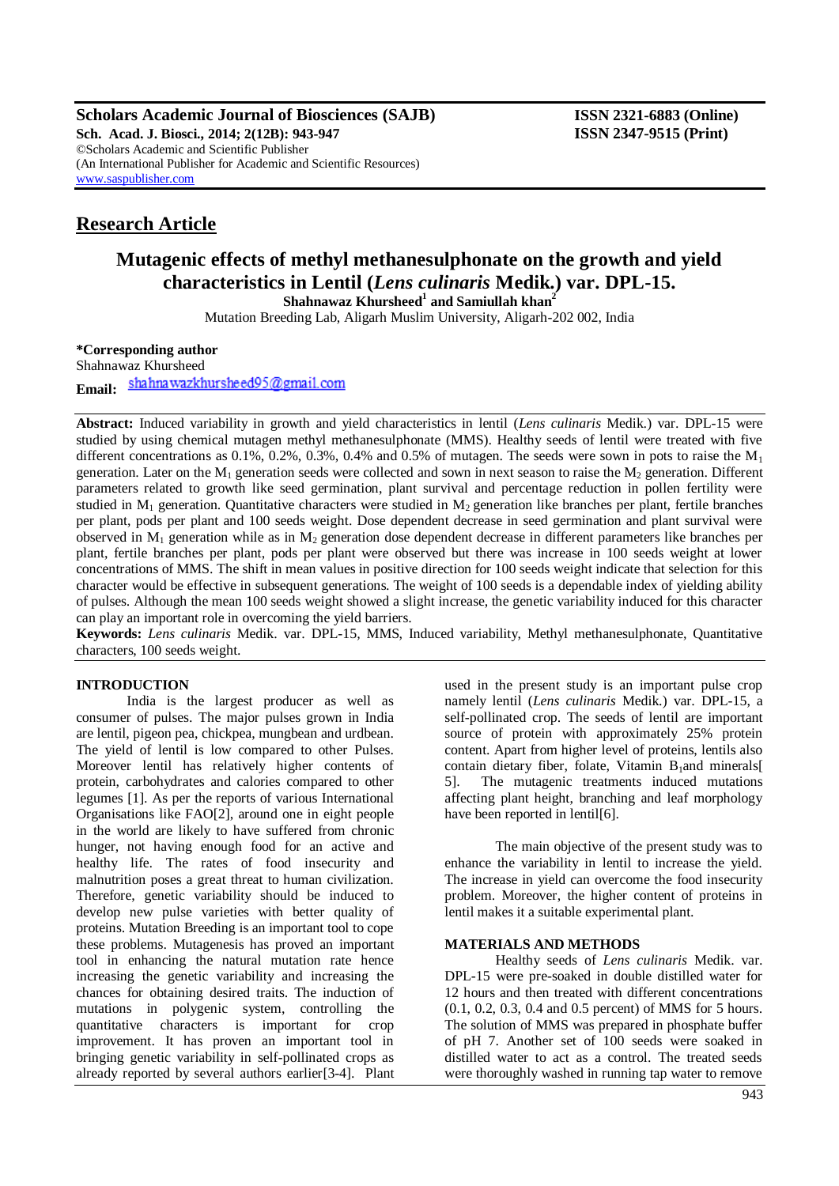**Scholars Academic Journal of Biosciences (SAJB)**
**Sch. Acad. J. Biosci., 2014; 2(12B): 943-947**
©Scholars Academic and Scientific Publisher
(An International Publisher for Academic and Scientific Resources)
www.saspublisher.com

**ISSN 2321-6883 (Online)**
**ISSN 2347-9515 (Print)**

## Research Article

# Mutagenic effects of methyl methanesulphonate on the growth and yield characteristics in Lentil (*Lens culinaris* Medik.) var. DPL-15.

**Shahnawaz Khursheed[1] and Samiullah khan[2]**

Mutation Breeding Lab, Aligarh Muslim University, Aligarh-202 002, India

**\*Corresponding author**
Shahnawaz Khursheed

**Email:** shahnawazkhursheed95@gmail.com

**Abstract:** Induced variability in growth and yield characteristics in lentil (*Lens culinaris* Medik.) var. DPL-15 were studied by using chemical mutagen methyl methanesulphonate (MMS). Healthy seeds of lentil were treated with five different concentrations as 0.1%, 0.2%, 0.3%, 0.4% and 0.5% of mutagen. The seeds were sown in pots to raise the $M_1$ generation. Later on the $M_1$ generation seeds were collected and sown in next season to raise the $M_2$ generation. Different parameters related to growth like seed germination, plant survival and percentage reduction in pollen fertility were studied in $M_1$ generation. Quantitative characters were studied in $M_2$ generation like branches per plant, fertile branches per plant, pods per plant and 100 seeds weight. Dose dependent decrease in seed germination and plant survival were observed in $M_1$ generation while as in $M_2$ generation dose dependent decrease in different parameters like branches per plant, fertile branches per plant, pods per plant were observed but there was increase in 100 seeds weight at lower concentrations of MMS. The shift in mean values in positive direction for 100 seeds weight indicate that selection for this character would be effective in subsequent generations. The weight of 100 seeds is a dependable index of yielding ability of pulses. Although the mean 100 seeds weight showed a slight increase, the genetic variability induced for this character can play an important role in overcoming the yield barriers.

**Keywords:** *Lens culinaris* Medik. var. DPL-15, MMS, Induced variability, Methyl methanesulphonate, Quantitative characters, 100 seeds weight.

## INTRODUCTION

India is the largest producer as well as consumer of pulses. The major pulses grown in India are lentil, pigeon pea, chickpea, mungbean and urdbean. The yield of lentil is low compared to other Pulses. Moreover lentil has relatively higher contents of protein, carbohydrates and calories compared to other legumes [1]. As per the reports of various International Organisations like FAO[2], around one in eight people in the world are likely to have suffered from chronic hunger, not having enough food for an active and healthy life. The rates of food insecurity and malnutrition poses a great threat to human civilization. Therefore, genetic variability should be induced to develop new pulse varieties with better quality of proteins. Mutation Breeding is an important tool to cope these problems. Mutagenesis has proved an important tool in enhancing the natural mutation rate hence increasing the genetic variability and increasing the chances for obtaining desired traits. The induction of mutations in polygenic system, controlling the quantitative characters is important for crop improvement. It has proven an important tool in bringing genetic variability in self-pollinated crops as already reported by several authors earlier[3-4]. Plant used in the present study is an important pulse crop namely lentil (*Lens culinaris* Medik.) var. DPL-15, a self-pollinated crop. The seeds of lentil are important source of protein with approximately 25% protein content. Apart from higher level of proteins, lentils also contain dietary fiber, folate, Vitamin $B_1$and minerals[ 5]. The mutagenic treatments induced mutations affecting plant height, branching and leaf morphology have been reported in lentil[6].

The main objective of the present study was to enhance the variability in lentil to increase the yield. The increase in yield can overcome the food insecurity problem. Moreover, the higher content of proteins in lentil makes it a suitable experimental plant.

## MATERIALS AND METHODS

Healthy seeds of *Lens culinaris* Medik. var. DPL-15 were pre-soaked in double distilled water for 12 hours and then treated with different concentrations (0.1, 0.2, 0.3, 0.4 and 0.5 percent) of MMS for 5 hours. The solution of MMS was prepared in phosphate buffer of pH 7. Another set of 100 seeds were soaked in distilled water to act as a control. The treated seeds were thoroughly washed in running tap water to remove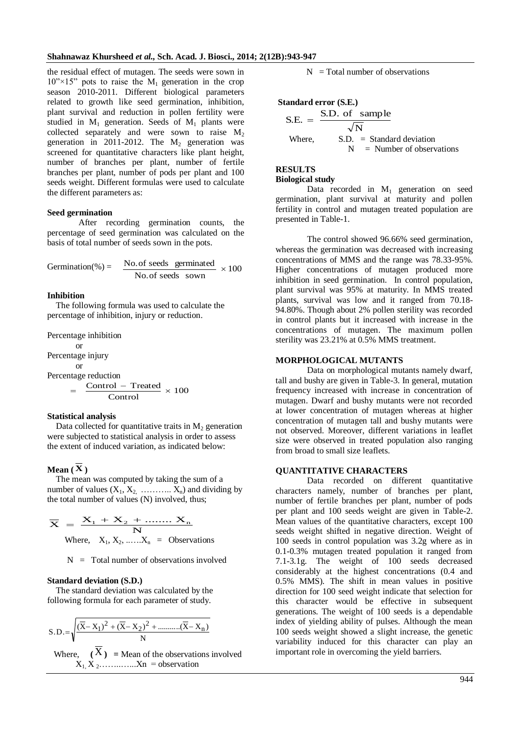the residual effect of mutagen. The seeds were sown in 10"×15" pots to raise the $M_1$ generation in the crop season 2010-2011. Different biological parameters related to growth like seed germination, inhibition, plant survival and reduction in pollen fertility were studied in $M_1$ generation. Seeds of $M_1$ plants were collected separately and were sown to raise $M_2$ generation in 2011-2012. The $M_2$ generation was screened for quantitative characters like plant height, number of branches per plant, number of fertile branches per plant, number of pods per plant and 100 seeds weight. Different formulas were used to calculate the different parameters as:

#### Seed germination

After recording germination counts, the percentage of seed germination was calculated on the basis of total number of seeds sown in the pots.

$$\text{Germination}(\%) = \frac{\text{No. of seeds germinated}}{\text{No. of seeds sown}} \times 100$$

#### Inhibition

The following formula was used to calculate the percentage of inhibition, injury or reduction.

Percentage inhibition
or
Percentage injury
or
Percentage reduction

$$= \frac{\text{Control} - \text{Treated}}{\text{Control}} \times 100$$

#### Statistical analysis

Data collected for quantitative traits in $M_2$ generation were subjected to statistical analysis in order to assess the extent of induced variation, as indicated below:

#### Mean ($\overline{X}$)

The mean was computed by taking the sum of a number of values ($X_1, X_2, \ldots\ldots\ldots X_n$) and dividing by the total number of values (N) involved, thus;

$$\overline{X} = \frac{X_1 + X_2 + \ldots\ldots X_n}{N}$$

Where, $X_1, X_2, \ldots\ldots X_n$ = Observations

N = Total number of observations involved

#### Standard deviation (S.D.)

The standard deviation was calculated by the following formula for each parameter of study.

$$\text{S.D.} = \sqrt{\frac{(\overline{X} - X_1)^2 + (\overline{X} - X_2)^2 + \ldots\ldots\ldots(\overline{X} - X_n)}{N}}$$

Where, ($\overline{X}$) = Mean of the observations involved
$X_1, X_2 \ldots\ldots\ldots Xn$ = observation
N = Total number of observations

#### Standard error (S.E.)

$$\text{S.E.} = \frac{\text{S.D. of sample}}{\sqrt{N}}$$

Where, S.D. = Standard deviation
N = Number of observations

## RESULTS

### Biological study

Data recorded in $M_1$ generation on seed germination, plant survival at maturity and pollen fertility in control and mutagen treated population are presented in Table-1.

The control showed 96.66% seed germination, whereas the germination was decreased with increasing concentrations of MMS and the range was 78.33-95%. Higher concentrations of mutagen produced more inhibition in seed germination. In control population, plant survival was 95% at maturity. In MMS treated plants, survival was low and it ranged from 70.18-94.80%. Though about 2% pollen sterility was recorded in control plants but it increased with increase in the concentrations of mutagen. The maximum pollen sterility was 23.21% at 0.5% MMS treatment.

## MORPHOLOGICAL MUTANTS

Data on morphological mutants namely dwarf, tall and bushy are given in Table-3. In general, mutation frequency increased with increase in concentration of mutagen. Dwarf and bushy mutants were not recorded at lower concentration of mutagen whereas at higher concentration of mutagen tall and bushy mutants were not observed. Moreover, different variations in leaflet size were observed in treated population also ranging from broad to small size leaflets.

## QUANTITATIVE CHARACTERS

Data recorded on different quantitative characters namely, number of branches per plant, number of fertile branches per plant, number of pods per plant and 100 seeds weight are given in Table-2. Mean values of the quantitative characters, except 100 seeds weight shifted in negative direction. Weight of 100 seeds in control population was 3.2g where as in 0.1-0.3% mutagen treated population it ranged from 7.1-3.1g. The weight of 100 seeds decreased considerably at the highest concentrations (0.4 and 0.5% MMS). The shift in mean values in positive direction for 100 seed weight indicate that selection for this character would be effective in subsequent generations. The weight of 100 seeds is a dependable index of yielding ability of pulses. Although the mean 100 seeds weight showed a slight increase, the genetic variability induced for this character can play an important role in overcoming the yield barriers.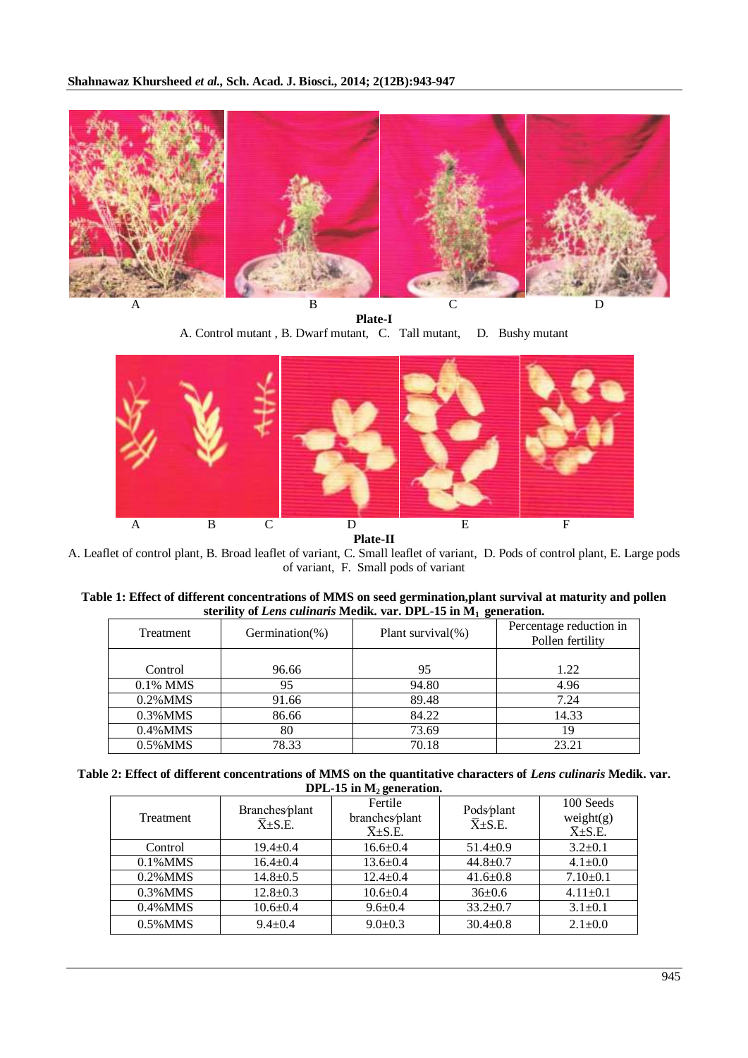A B C D

**Plate-I**

A. Control mutant , B. Dwarf mutant, C. Tall mutant, D. Bushy mutant

A B C D E F

**Plate-II**

A. Leaflet of control plant, B. Broad leaflet of variant, C. Small leaflet of variant, D. Pods of control plant, E. Large pods of variant, F. Small pods of variant

**Table 1: Effect of different concentrations of MMS on seed germination,plant survival at maturity and pollen sterility of *Lens culinaris* Medik. var. DPL-15 in $M_1$ generation.**

| Treatment | Germination(%) | Plant survival(%) | Percentage reduction in Pollen fertility |
|---|---|---|---|
| Control | 96.66 | 95 | 1.22 |
| 0.1% MMS | 95 | 94.80 | 4.96 |
| 0.2%MMS | 91.66 | 89.48 | 7.24 |
| 0.3%MMS | 86.66 | 84.22 | 14.33 |
| 0.4%MMS | 80 | 73.69 | 19 |
| 0.5%MMS | 78.33 | 70.18 | 23.21 |

**Table 2: Effect of different concentrations of MMS on the quantitative characters of *Lens culinaris* Medik. var. DPL-15 in $M_2$ generation.**

| Treatment | Branches/plant $\bar{X}$±S.E. | Fertile branches/plant $\bar{X}$±S.E. | Pods/plant $\bar{X}$±S.E. | 100 Seeds weight(g) $\bar{X}$±S.E. |
|---|---|---|---|---|
| Control | 19.4±0.4 | 16.6±0.4 | 51.4±0.9 | 3.2±0.1 |
| 0.1%MMS | 16.4±0.4 | 13.6±0.4 | 44.8±0.7 | 4.1±0.0 |
| 0.2%MMS | 14.8±0.5 | 12.4±0.4 | 41.6±0.8 | 7.10±0.1 |
| 0.3%MMS | 12.8±0.3 | 10.6±0.4 | 36±0.6 | 4.11±0.1 |
| 0.4%MMS | 10.6±0.4 | 9.6±0.4 | 33.2±0.7 | 3.1±0.1 |
| 0.5%MMS | 9.4±0.4 | 9.0±0.3 | 30.4±0.8 | 2.1±0.0 |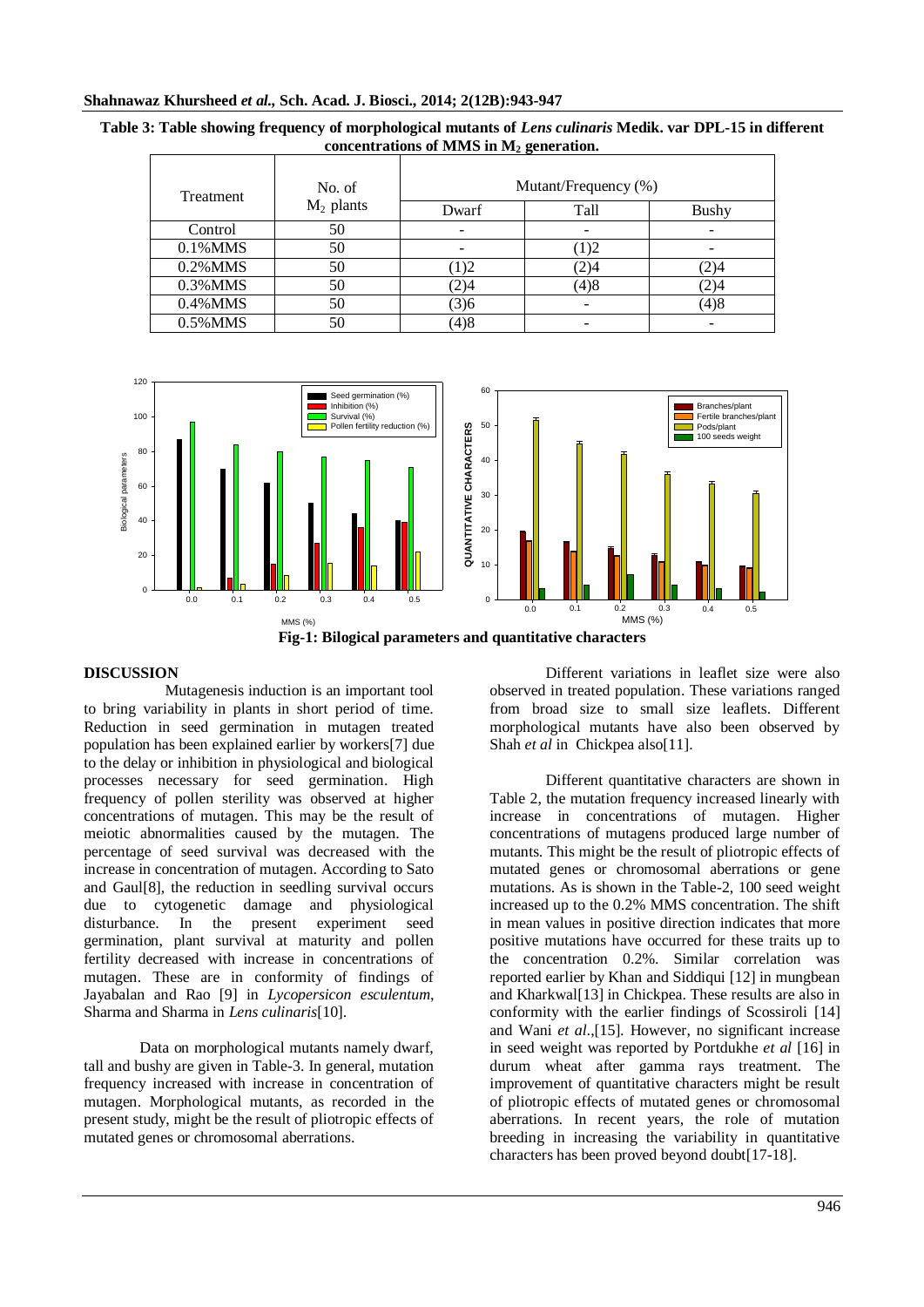**Table 3: Table showing frequency of morphological mutants of *Lens culinaris* Medik. var DPL-15 in different concentrations of MMS in $M_2$ generation.**

| Treatment | No. of $M_2$ plants | Mutant/Frequency (%) | | |
|---|---|---|---|---|
| | | Dwarf | Tall | Bushy |
| Control | 50 | - | - | - |
| 0.1%MMS | 50 | - | (1)2 | - |
| 0.2%MMS | 50 | (1)2 | (2)4 | (2)4 |
| 0.3%MMS | 50 | (2)4 | (4)8 | (2)4 |
| 0.4%MMS | 50 | (3)6 | - | (4)8 |
| 0.5%MMS | 50 | (4)8 | - | - |

**Fig-1: Bilogical parameters and quantitative characters**

## DISCUSSION

Mutagenesis induction is an important tool to bring variability in plants in short period of time. Reduction in seed germination in mutagen treated population has been explained earlier by workers[7] due to the delay or inhibition in physiological and biological processes necessary for seed germination. High frequency of pollen sterility was observed at higher concentrations of mutagen. This may be the result of meiotic abnormalities caused by the mutagen. The percentage of seed survival was decreased with the increase in concentration of mutagen. According to Sato and Gaul[8], the reduction in seedling survival occurs due to cytogenetic damage and physiological disturbance. In the present experiment seed germination, plant survival at maturity and pollen fertility decreased with increase in concentrations of mutagen. These are in conformity of findings of Jayabalan and Rao [9] in *Lycopersicon esculentum*, Sharma and Sharma in *Lens culinaris*[10].

Data on morphological mutants namely dwarf, tall and bushy are given in Table-3. In general, mutation frequency increased with increase in concentration of mutagen. Morphological mutants, as recorded in the present study, might be the result of pliotropic effects of mutated genes or chromosomal aberrations.

Different variations in leaflet size were also observed in treated population. These variations ranged from broad size to small size leaflets. Different morphological mutants have also been observed by Shah *et al* in Chickpea also[11].

Different quantitative characters are shown in Table 2, the mutation frequency increased linearly with increase in concentrations of mutagen. Higher concentrations of mutagens produced large number of mutants. This might be the result of pliotropic effects of mutated genes or chromosomal aberrations or gene mutations. As is shown in the Table-2, 100 seed weight increased up to the 0.2% MMS concentration. The shift in mean values in positive direction indicates that more positive mutations have occurred for these traits up to the concentration 0.2%. Similar correlation was reported earlier by Khan and Siddiqui [12] in mungbean and Kharkwal[13] in Chickpea. These results are also in conformity with the earlier findings of Scossiroli [14] and Wani *et al*.,[15]. However, no significant increase in seed weight was reported by Portdukhe *et al* [16] in durum wheat after gamma rays treatment. The improvement of quantitative characters might be result of pliotropic effects of mutated genes or chromosomal aberrations. In recent years, the role of mutation breeding in increasing the variability in quantitative characters has been proved beyond doubt[17-18].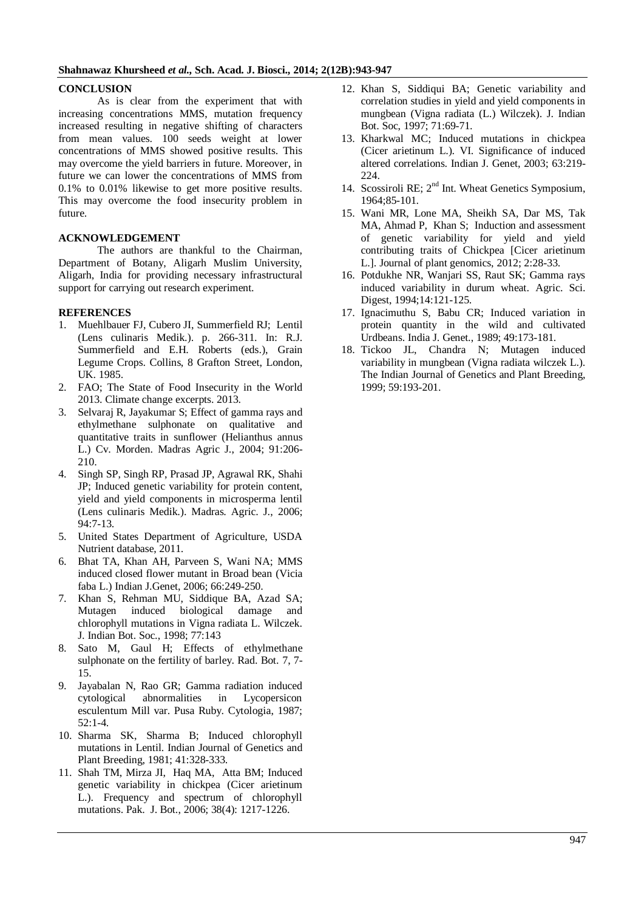## CONCLUSION

As is clear from the experiment that with increasing concentrations MMS, mutation frequency increased resulting in negative shifting of characters from mean values. 100 seeds weight at lower concentrations of MMS showed positive results. This may overcome the yield barriers in future. Moreover, in future we can lower the concentrations of MMS from 0.1% to 0.01% likewise to get more positive results. This may overcome the food insecurity problem in future.

## ACKNOWLEDGEMENT

The authors are thankful to the Chairman, Department of Botany, Aligarh Muslim University, Aligarh, India for providing necessary infrastructural support for carrying out research experiment.

## REFERENCES

1. Muehlbauer FJ, Cubero JI, Summerfield RJ; Lentil (Lens culinaris Medik.). p. 266-311. In: R.J. Summerfield and E.H. Roberts (eds.), Grain Legume Crops. Collins, 8 Grafton Street, London, UK. 1985.
2. FAO; The State of Food Insecurity in the World 2013. Climate change excerpts. 2013.
3. Selvaraj R, Jayakumar S; Effect of gamma rays and ethylmethane sulphonate on qualitative and quantitative traits in sunflower (Helianthus annus L.) Cv. Morden. Madras Agric J., 2004; 91:206-210.
4. Singh SP, Singh RP, Prasad JP, Agrawal RK, Shahi JP; Induced genetic variability for protein content, yield and yield components in microsperma lentil (Lens culinaris Medik.). Madras. Agric. J., 2006; 94:7-13.
5. United States Department of Agriculture, USDA Nutrient database, 2011.
6. Bhat TA, Khan AH, Parveen S, Wani NA; MMS induced closed flower mutant in Broad bean (Vicia faba L.) Indian J.Genet, 2006; 66:249-250.
7. Khan S, Rehman MU, Siddique BA, Azad SA; Mutagen induced biological damage and chlorophyll mutations in Vigna radiata L. Wilczek. J. Indian Bot. Soc., 1998; 77:143
8. Sato M, Gaul H; Effects of ethylmethane sulphonate on the fertility of barley. Rad. Bot. 7, 7-15.
9. Jayabalan N, Rao GR; Gamma radiation induced cytological abnormalities in Lycopersicon esculentum Mill var. Pusa Ruby. Cytologia, 1987; 52:1-4.
10. Sharma SK, Sharma B; Induced chlorophyll mutations in Lentil. Indian Journal of Genetics and Plant Breeding, 1981; 41:328-333.
11. Shah TM, Mirza JI, Haq MA, Atta BM; Induced genetic variability in chickpea (Cicer arietinum L.). Frequency and spectrum of chlorophyll mutations. Pak. J. Bot., 2006; 38(4): 1217-1226.
12. Khan S, Siddiqui BA; Genetic variability and correlation studies in yield and yield components in mungbean (Vigna radiata (L.) Wilczek). J. Indian Bot. Soc, 1997; 71:69-71.
13. Kharkwal MC; Induced mutations in chickpea (Cicer arietinum L.). VI. Significance of induced altered correlations. Indian J. Genet, 2003; 63:219-224.
14. Scossiroli RE; 2nd Int. Wheat Genetics Symposium, 1964;85-101.
15. Wani MR, Lone MA, Sheikh SA, Dar MS, Tak MA, Ahmad P, Khan S; Induction and assessment of genetic variability for yield and yield contributing traits of Chickpea [Cicer arietinum L.]. Journal of plant genomics, 2012; 2:28-33.
16. Potdukhe NR, Wanjari SS, Raut SK; Gamma rays induced variability in durum wheat. Agric. Sci. Digest, 1994;14:121-125.
17. Ignacimuthu S, Babu CR; Induced variation in protein quantity in the wild and cultivated Urdbeans. India J. Genet., 1989; 49:173-181.
18. Tickoo JL, Chandra N; Mutagen induced variability in mungbean (Vigna radiata wilczek L.). The Indian Journal of Genetics and Plant Breeding, 1999; 59:193-201.